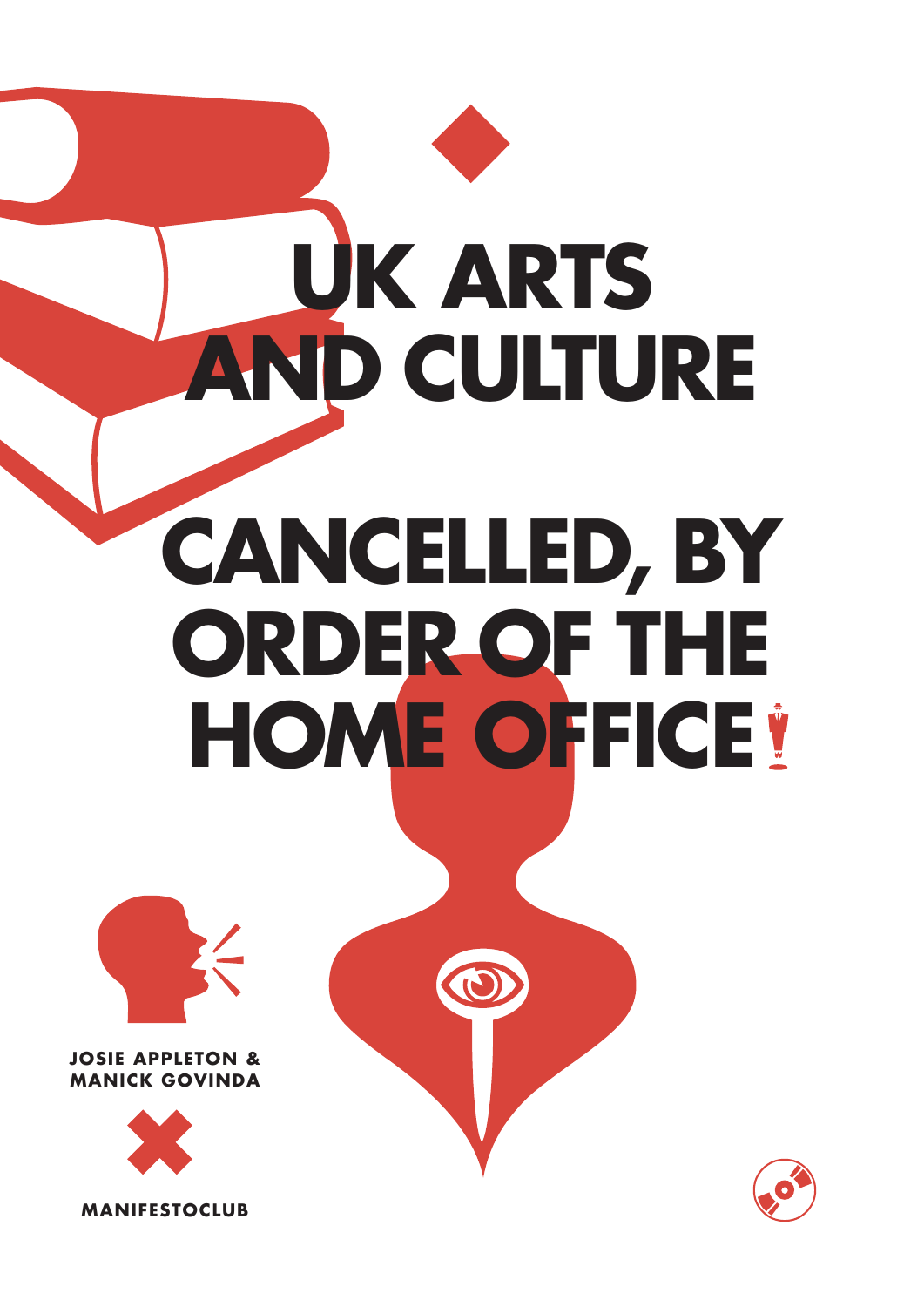# UK ARTS AND CULTURE

# CANCELLED, BY ORDER OF THE HOME OFFICE!

**JOSIE APPLETON & MANICK GOVINDA**

**MANIFESTOCLUB**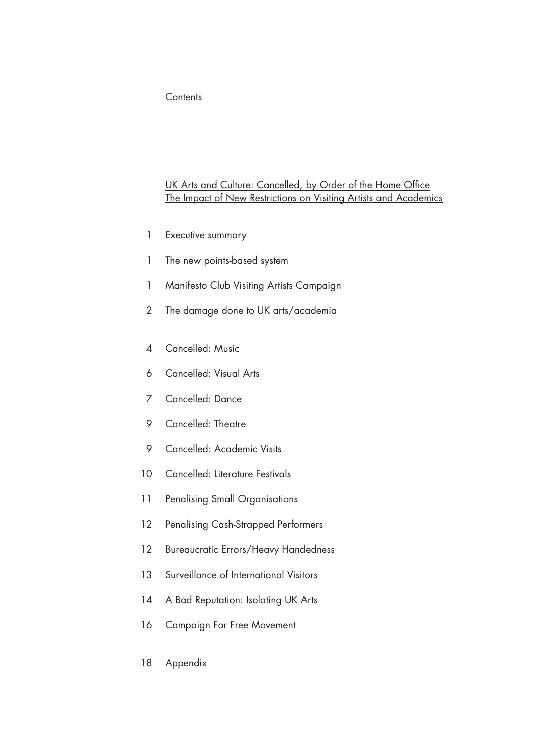## Contents

**UK Arts and Culture: Cancelled, by Order of the Home Office**
**The Impact of New Restrictions on Visiting Artists and Academics**

| | |
|---|---|
| 1 | Executive summary |
| 1 | The new points-based system |
| 1 | Manifesto Club Visiting Artists Campaign |
| 2 | The damage done to UK arts/academia |
| 4 | Cancelled: Music |
| 6 | Cancelled: Visual Arts |
| 7 | Cancelled: Dance |
| 9 | Cancelled: Theatre |
| 9 | Cancelled: Academic Visits |
| 10 | Cancelled: Literature Festivals |
| 11 | Penalising Small Organisations |
| 12 | Penalising Cash-Strapped Performers |
| 12 | Bureaucratic Errors/Heavy Handedness |
| 13 | Surveillance of International Visitors |
| 14 | A Bad Reputation: Isolating UK Arts |
| 16 | Campaign For Free Movement |
| 18 | Appendix |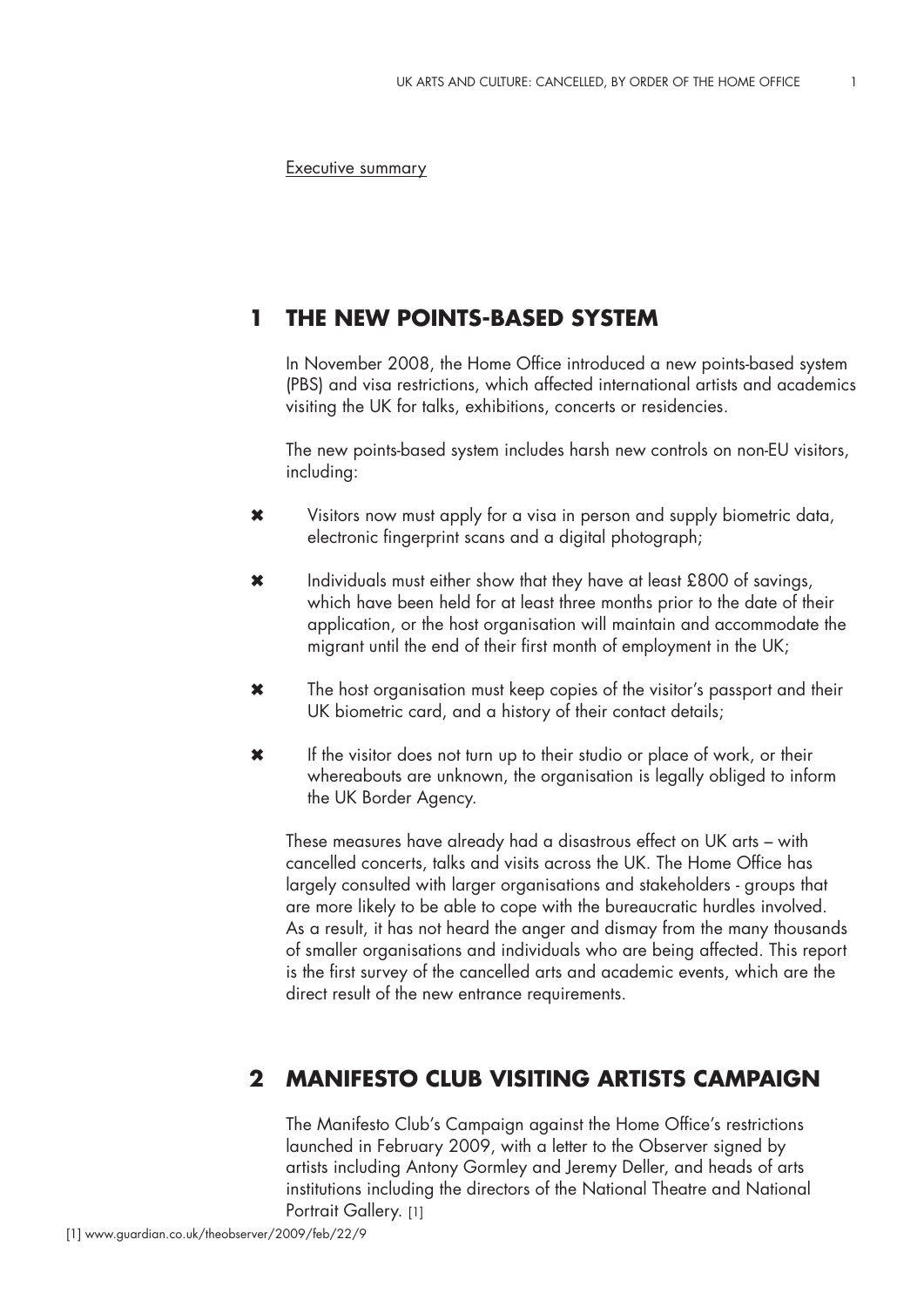Executive summary

## 1 THE NEW POINTS-BASED SYSTEM

In November 2008, the Home Office introduced a new points-based system (PBS) and visa restrictions, which affected international artists and academics visiting the UK for talks, exhibitions, concerts or residencies.

The new points-based system includes harsh new controls on non-EU visitors, including:

- ✖ Visitors now must apply for a visa in person and supply biometric data, electronic fingerprint scans and a digital photograph;
- ✖ Individuals must either show that they have at least £800 of savings, which have been held for at least three months prior to the date of their application, or the host organisation will maintain and accommodate the migrant until the end of their first month of employment in the UK;
- ✖ The host organisation must keep copies of the visitor's passport and their UK biometric card, and a history of their contact details;
- ✖ If the visitor does not turn up to their studio or place of work, or their whereabouts are unknown, the organisation is legally obliged to inform the UK Border Agency.

These measures have already had a disastrous effect on UK arts – with cancelled concerts, talks and visits across the UK. The Home Office has largely consulted with larger organisations and stakeholders - groups that are more likely to be able to cope with the bureaucratic hurdles involved. As a result, it has not heard the anger and dismay from the many thousands of smaller organisations and individuals who are being affected. This report is the first survey of the cancelled arts and academic events, which are the direct result of the new entrance requirements.

## 2 MANIFESTO CLUB VISITING ARTISTS CAMPAIGN

The Manifesto Club's Campaign against the Home Office's restrictions launched in February 2009, with a letter to the Observer signed by artists including Antony Gormley and Jeremy Deller, and heads of arts institutions including the directors of the National Theatre and National Portrait Gallery. [1]

[1] www.guardian.co.uk/theobserver/2009/feb/22/9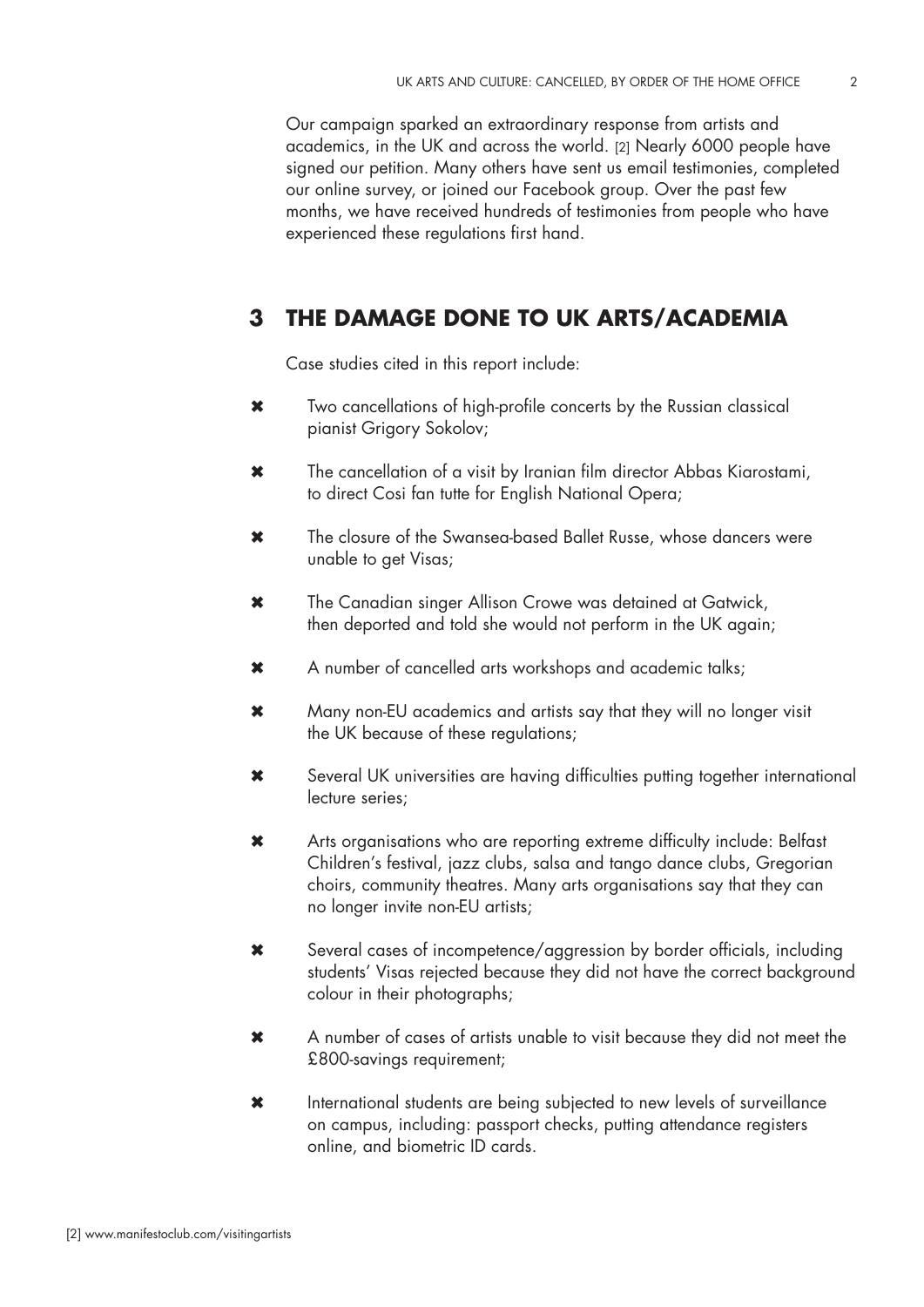Our campaign sparked an extraordinary response from artists and academics, in the UK and across the world. [2] Nearly 6000 people have signed our petition. Many others have sent us email testimonies, completed our online survey, or joined our Facebook group. Over the past few months, we have received hundreds of testimonies from people who have experienced these regulations first hand.

## 3 THE DAMAGE DONE TO UK ARTS/ACADEMIA

Case studies cited in this report include:

- ✖ Two cancellations of high-profile concerts by the Russian classical pianist Grigory Sokolov;
- ✖ The cancellation of a visit by Iranian film director Abbas Kiarostami, to direct Cosi fan tutte for English National Opera;
- ✖ The closure of the Swansea-based Ballet Russe, whose dancers were unable to get Visas;
- ✖ The Canadian singer Allison Crowe was detained at Gatwick, then deported and told she would not perform in the UK again;
- ✖ A number of cancelled arts workshops and academic talks;
- ✖ Many non-EU academics and artists say that they will no longer visit the UK because of these regulations;
- ✖ Several UK universities are having difficulties putting together international lecture series;
- ✖ Arts organisations who are reporting extreme difficulty include: Belfast Children's festival, jazz clubs, salsa and tango dance clubs, Gregorian choirs, community theatres. Many arts organisations say that they can no longer invite non-EU artists;
- ✖ Several cases of incompetence/aggression by border officials, including students' Visas rejected because they did not have the correct background colour in their photographs;
- ✖ A number of cases of artists unable to visit because they did not meet the £800-savings requirement;
- ✖ International students are being subjected to new levels of surveillance on campus, including: passport checks, putting attendance registers online, and biometric ID cards.

[2] www.manifestoclub.com/visitingartists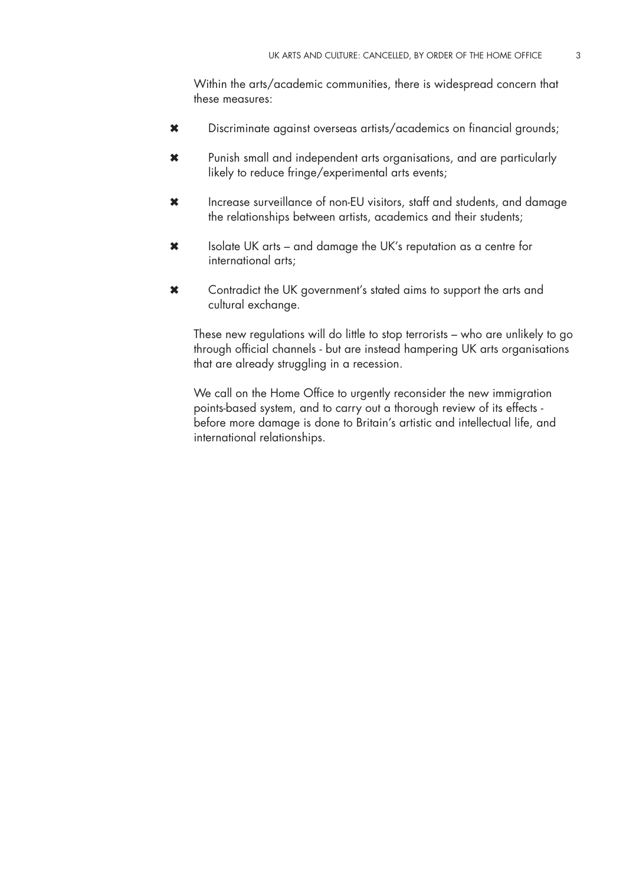Within the arts/academic communities, there is widespread concern that these measures:

- ✖ Discriminate against overseas artists/academics on financial grounds;
- ✖ Punish small and independent arts organisations, and are particularly likely to reduce fringe/experimental arts events;
- ✖ Increase surveillance of non-EU visitors, staff and students, and damage the relationships between artists, academics and their students;
- ✖ Isolate UK arts – and damage the UK's reputation as a centre for international arts;
- ✖ Contradict the UK government's stated aims to support the arts and cultural exchange.

These new regulations will do little to stop terrorists – who are unlikely to go through official channels - but are instead hampering UK arts organisations that are already struggling in a recession.

We call on the Home Office to urgently reconsider the new immigration points-based system, and to carry out a thorough review of its effects - before more damage is done to Britain's artistic and intellectual life, and international relationships.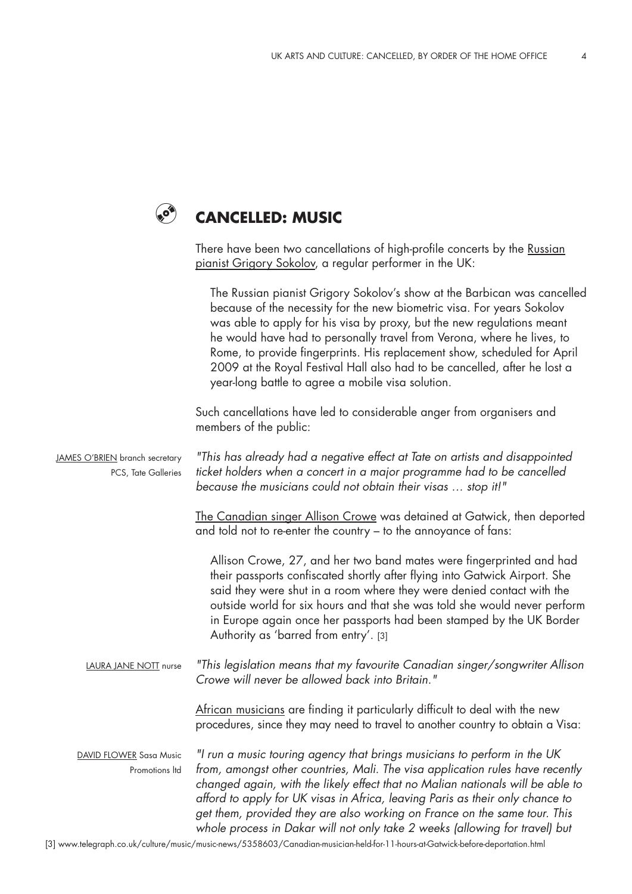## CANCELLED: MUSIC

There have been two cancellations of high-profile concerts by the Russian pianist Grigory Sokolov, a regular performer in the UK:

> The Russian pianist Grigory Sokolov's show at the Barbican was cancelled because of the necessity for the new biometric visa. For years Sokolov was able to apply for his visa by proxy, but the new regulations meant he would have had to personally travel from Verona, where he lives, to Rome, to provide fingerprints. His replacement show, scheduled for April 2009 at the Royal Festival Hall also had to be cancelled, after he lost a year-long battle to agree a mobile visa solution.

Such cancellations have led to considerable anger from organisers and members of the public:

JAMES O'BRIEN branch secretary PCS, Tate Galleries

*"This has already had a negative effect at Tate on artists and disappointed ticket holders when a concert in a major programme had to be cancelled because the musicians could not obtain their visas … stop it!"*

The Canadian singer Allison Crowe was detained at Gatwick, then deported and told not to re-enter the country – to the annoyance of fans:

> Allison Crowe, 27, and her two band mates were fingerprinted and had their passports confiscated shortly after flying into Gatwick Airport. She said they were shut in a room where they were denied contact with the outside world for six hours and that she was told she would never perform in Europe again once her passports had been stamped by the UK Border Authority as 'barred from entry'. [3]

LAURA JANE NOTT nurse

*"This legislation means that my favourite Canadian singer/songwriter Allison Crowe will never be allowed back into Britain."*

African musicians are finding it particularly difficult to deal with the new procedures, since they may need to travel to another country to obtain a Visa:

DAVID FLOWER Sasa Music Promotions ltd

*"I run a music touring agency that brings musicians to perform in the UK from, amongst other countries, Mali. The visa application rules have recently changed again, with the likely effect that no Malian nationals will be able to afford to apply for UK visas in Africa, leaving Paris as their only chance to get them, provided they are also working on France on the same tour. This whole process in Dakar will not only take 2 weeks (allowing for travel) but*

[3] www.telegraph.co.uk/culture/music/music-news/5358603/Canadian-musician-held-for-11-hours-at-Gatwick-before-deportation.html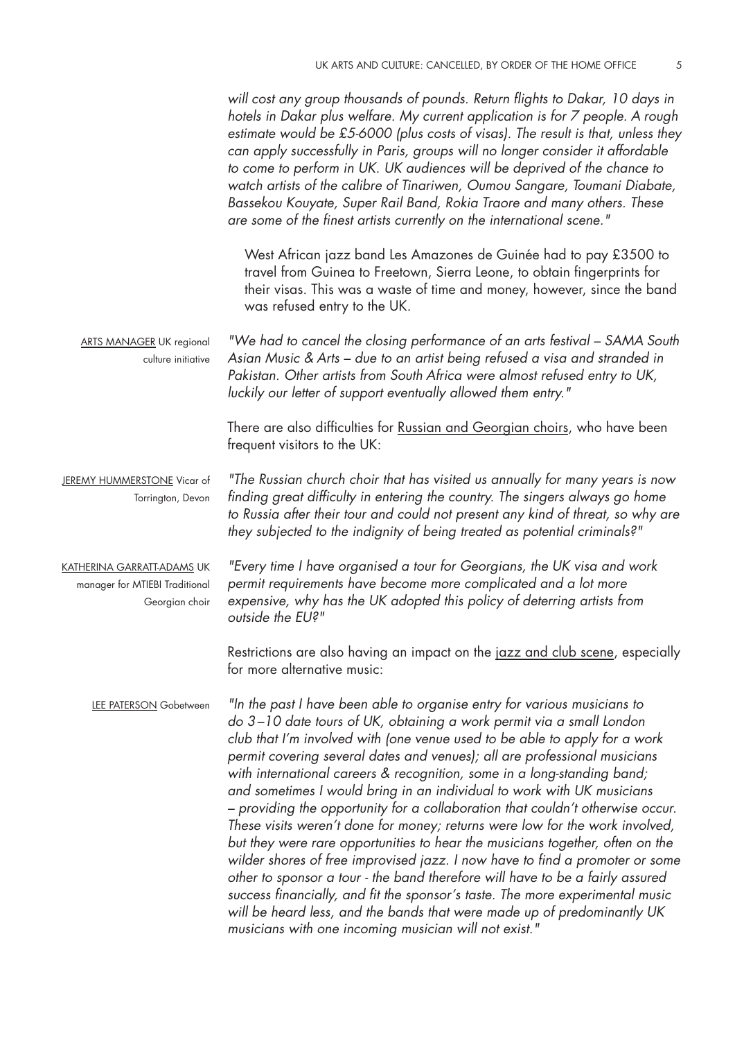*will cost any group thousands of pounds. Return flights to Dakar, 10 days in hotels in Dakar plus welfare. My current application is for 7 people. A rough estimate would be £5-6000 (plus costs of visas). The result is that, unless they can apply successfully in Paris, groups will no longer consider it affordable to come to perform in UK. UK audiences will be deprived of the chance to watch artists of the calibre of Tinariwen, Oumou Sangare, Toumani Diabate, Bassekou Kouyate, Super Rail Band, Rokia Traore and many others. These are some of the finest artists currently on the international scene."*

West African jazz band Les Amazones de Guinée had to pay £3500 to travel from Guinea to Freetown, Sierra Leone, to obtain fingerprints for their visas. This was a waste of time and money, however, since the band was refused entry to the UK.

ARTS MANAGER UK regional culture initiative

*"We had to cancel the closing performance of an arts festival – SAMA South Asian Music & Arts – due to an artist being refused a visa and stranded in Pakistan. Other artists from South Africa were almost refused entry to UK, luckily our letter of support eventually allowed them entry."*

There are also difficulties for Russian and Georgian choirs, who have been frequent visitors to the UK:

JEREMY HUMMERSTONE Vicar of Torrington, Devon

*"The Russian church choir that has visited us annually for many years is now finding great difficulty in entering the country. The singers always go home to Russia after their tour and could not present any kind of threat, so why are they subjected to the indignity of being treated as potential criminals?"*

KATHERINA GARRATT-ADAMS UK manager for MTIEBI Traditional Georgian choir

*"Every time I have organised a tour for Georgians, the UK visa and work permit requirements have become more complicated and a lot more expensive, why has the UK adopted this policy of deterring artists from outside the EU?"*

Restrictions are also having an impact on the jazz and club scene, especially for more alternative music:

LEE PATERSON Gobetween

*"In the past I have been able to organise entry for various musicians to do 3–10 date tours of UK, obtaining a work permit via a small London club that I'm involved with (one venue used to be able to apply for a work permit covering several dates and venues); all are professional musicians with international careers & recognition, some in a long-standing band; and sometimes I would bring in an individual to work with UK musicians – providing the opportunity for a collaboration that couldn't otherwise occur. These visits weren't done for money; returns were low for the work involved, but they were rare opportunities to hear the musicians together, often on the wilder shores of free improvised jazz. I now have to find a promoter or some other to sponsor a tour - the band therefore will have to be a fairly assured success financially, and fit the sponsor's taste. The more experimental music will be heard less, and the bands that were made up of predominantly UK musicians with one incoming musician will not exist."*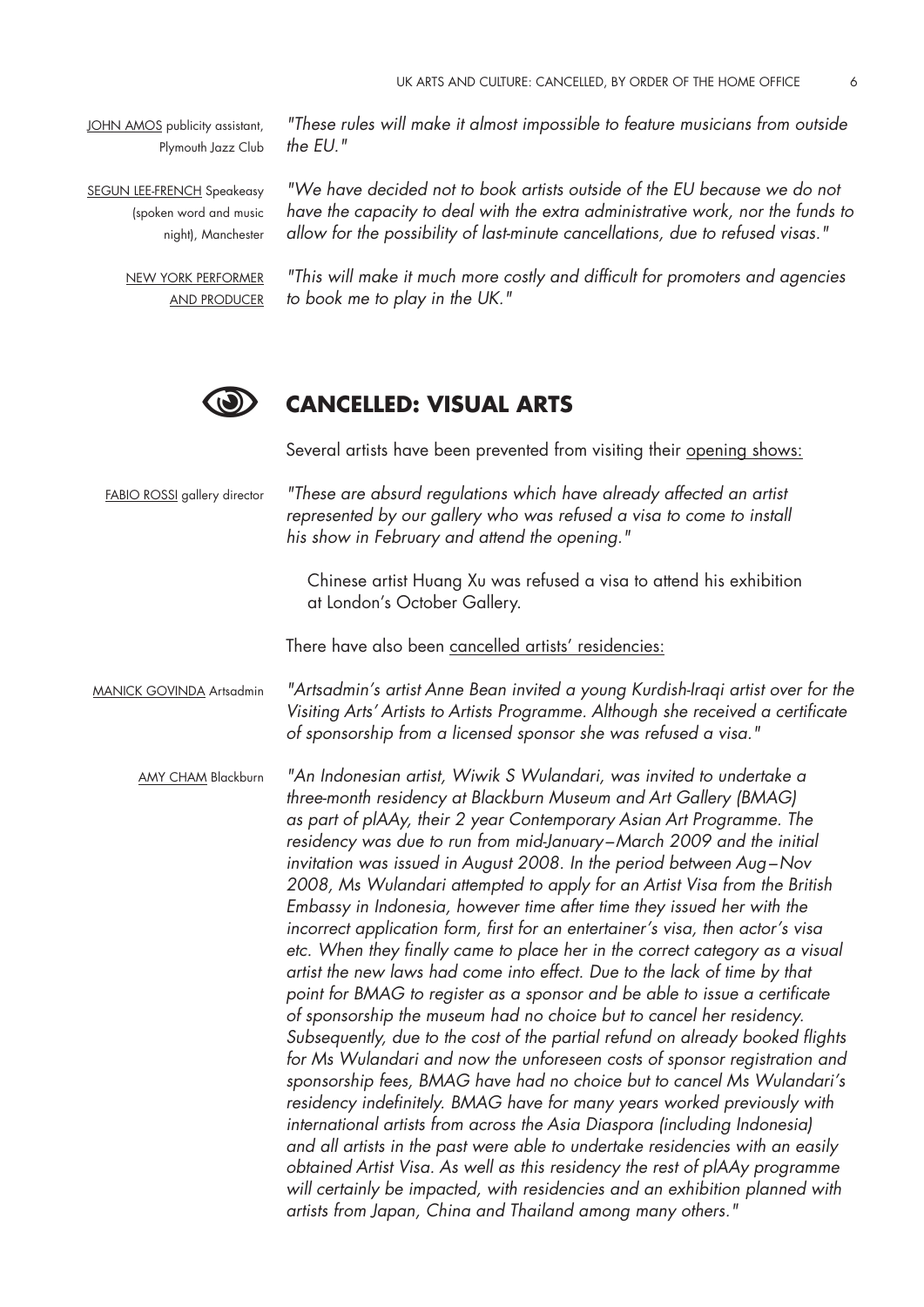JOHN AMOS publicity assistant, Plymouth Jazz Club

*"These rules will make it almost impossible to feature musicians from outside the EU."*

SEGUN LEE-FRENCH Speakeasy (spoken word and music night), Manchester

*"We have decided not to book artists outside of the EU because we do not have the capacity to deal with the extra administrative work, nor the funds to allow for the possibility of last-minute cancellations, due to refused visas."*

NEW YORK PERFORMER AND PRODUCER

*"This will make it much more costly and difficult for promoters and agencies to book me to play in the UK."*

## CANCELLED: VISUAL ARTS

Several artists have been prevented from visiting their opening shows:

FABIO ROSSI gallery director

*"These are absurd regulations which have already affected an artist represented by our gallery who was refused a visa to come to install his show in February and attend the opening."*

Chinese artist Huang Xu was refused a visa to attend his exhibition at London's October Gallery.

There have also been cancelled artists' residencies:

MANICK GOVINDA Artsadmin

*"Artsadmin's artist Anne Bean invited a young Kurdish-Iraqi artist over for the Visiting Arts' Artists to Artists Programme. Although she received a certificate of sponsorship from a licensed sponsor she was refused a visa."*

AMY CHAM Blackburn

*"An Indonesian artist, Wiwik S Wulandari, was invited to undertake a three-month residency at Blackburn Museum and Art Gallery (BMAG) as part of plAAy, their 2 year Contemporary Asian Art Programme. The residency was due to run from mid-January–March 2009 and the initial invitation was issued in August 2008. In the period between Aug–Nov 2008, Ms Wulandari attempted to apply for an Artist Visa from the British Embassy in Indonesia, however time after time they issued her with the incorrect application form, first for an entertainer's visa, then actor's visa etc. When they finally came to place her in the correct category as a visual artist the new laws had come into effect. Due to the lack of time by that point for BMAG to register as a sponsor and be able to issue a certificate of sponsorship the museum had no choice but to cancel her residency. Subsequently, due to the cost of the partial refund on already booked flights for Ms Wulandari and now the unforeseen costs of sponsor registration and sponsorship fees, BMAG have had no choice but to cancel Ms Wulandari's residency indefinitely. BMAG have for many years worked previously with international artists from across the Asia Diaspora (including Indonesia) and all artists in the past were able to undertake residencies with an easily obtained Artist Visa. As well as this residency the rest of plAAy programme will certainly be impacted, with residencies and an exhibition planned with artists from Japan, China and Thailand among many others."*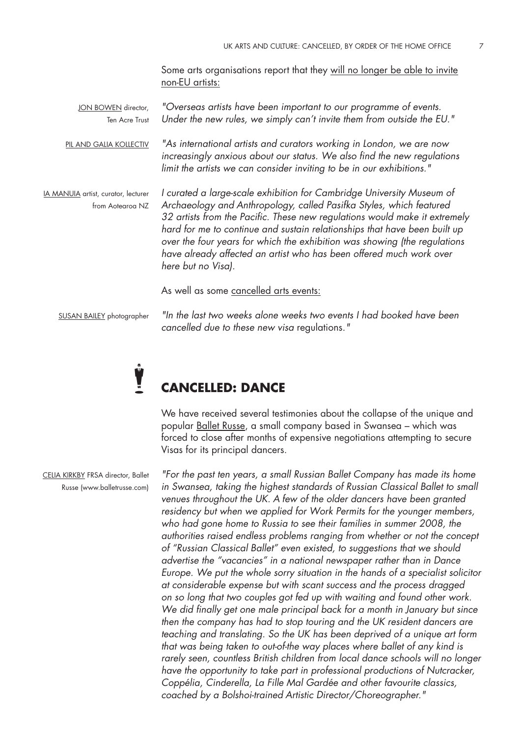Some arts organisations report that they will no longer be able to invite non-EU artists:

JON BOWEN director, Ten Acre Trust

*"Overseas artists have been important to our programme of events. Under the new rules, we simply can't invite them from outside the EU."*

PIL AND GALIA KOLLECTIV

*"As international artists and curators working in London, we are now increasingly anxious about our status. We also find the new regulations limit the artists we can consider inviting to be in our exhibitions."*

IA MANUIA artist, curator, lecturer from Aotearoa NZ

*I curated a large-scale exhibition for Cambridge University Museum of Archaeology and Anthropology, called Pasifka Styles, which featured 32 artists from the Pacific. These new regulations would make it extremely hard for me to continue and sustain relationships that have been built up over the four years for which the exhibition was showing (the regulations have already affected an artist who has been offered much work over here but no Visa).*

As well as some cancelled arts events:

SUSAN BAILEY photographer

*"In the last two weeks alone weeks two events I had booked have been cancelled due to these new visa* regulations*."*

## CANCELLED: DANCE

We have received several testimonies about the collapse of the unique and popular Ballet Russe, a small company based in Swansea – which was forced to close after months of expensive negotiations attempting to secure Visas for its principal dancers.

CELIA KIRKBY FRSA director, Ballet Russe (www.balletrusse.com)

*"For the past ten years, a small Russian Ballet Company has made its home in Swansea, taking the highest standards of Russian Classical Ballet to small venues throughout the UK. A few of the older dancers have been granted residency but when we applied for Work Permits for the younger members, who had gone home to Russia to see their families in summer 2008, the authorities raised endless problems ranging from whether or not the concept of "Russian Classical Ballet" even existed, to suggestions that we should advertise the "vacancies" in a national newspaper rather than in Dance Europe. We put the whole sorry situation in the hands of a specialist solicitor at considerable expense but with scant success and the process dragged on so long that two couples got fed up with waiting and found other work. We did finally get one male principal back for a month in January but since then the company has had to stop touring and the UK resident dancers are teaching and translating. So the UK has been deprived of a unique art form that was being taken to out-of-the way places where ballet of any kind is rarely seen, countless British children from local dance schools will no longer have the opportunity to take part in professional productions of Nutcracker, Coppélia, Cinderella, La Fille Mal Gardée and other favourite classics, coached by a Bolshoi-trained Artistic Director/Choreographer."*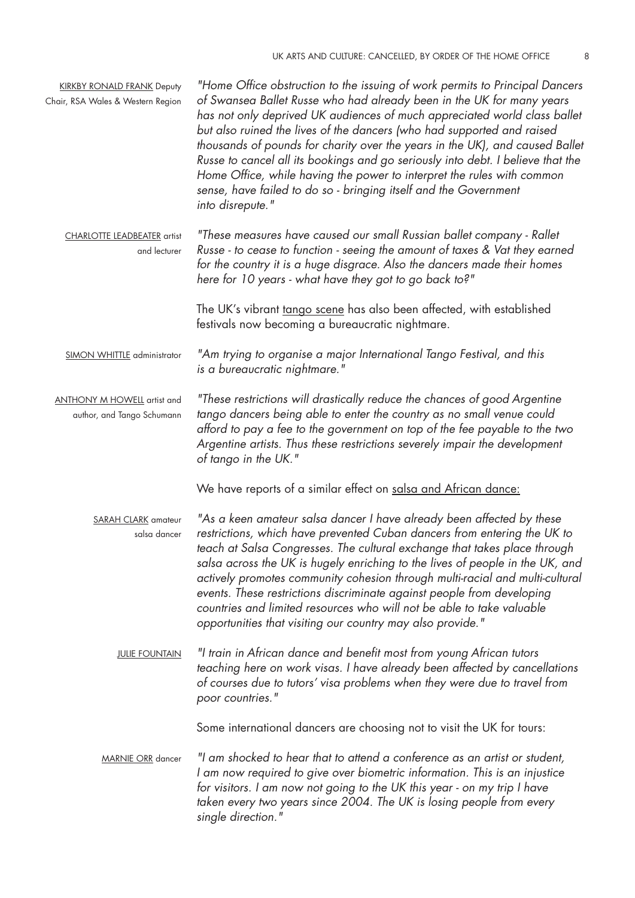KIRKBY RONALD FRANK Deputy Chair, RSA Wales & Western Region

*"Home Office obstruction to the issuing of work permits to Principal Dancers of Swansea Ballet Russe who had already been in the UK for many years has not only deprived UK audiences of much appreciated world class ballet but also ruined the lives of the dancers (who had supported and raised thousands of pounds for charity over the years in the UK), and caused Ballet Russe to cancel all its bookings and go seriously into debt. I believe that the Home Office, while having the power to interpret the rules with common sense, have failed to do so - bringing itself and the Government into disrepute."*

CHARLOTTE LEADBEATER artist and lecturer

*"These measures have caused our small Russian ballet company - Rallet Russe - to cease to function - seeing the amount of taxes & Vat they earned for the country it is a huge disgrace. Also the dancers made their homes here for 10 years - what have they got to go back to?"*

The UK's vibrant tango scene has also been affected, with established festivals now becoming a bureaucratic nightmare.

SIMON WHITTLE administrator

*"Am trying to organise a major International Tango Festival, and this is a bureaucratic nightmare."*

ANTHONY M HOWELL artist and author, and Tango Schumann

*"These restrictions will drastically reduce the chances of good Argentine tango dancers being able to enter the country as no small venue could afford to pay a fee to the government on top of the fee payable to the two Argentine artists. Thus these restrictions severely impair the development of tango in the UK."*

We have reports of a similar effect on salsa and African dance:

SARAH CLARK amateur salsa dancer

*"As a keen amateur salsa dancer I have already been affected by these restrictions, which have prevented Cuban dancers from entering the UK to teach at Salsa Congresses. The cultural exchange that takes place through salsa across the UK is hugely enriching to the lives of people in the UK, and actively promotes community cohesion through multi-racial and multi-cultural events. These restrictions discriminate against people from developing countries and limited resources who will not be able to take valuable opportunities that visiting our country may also provide."*

JULIE FOUNTAIN

*"I train in African dance and benefit most from young African tutors teaching here on work visas. I have already been affected by cancellations of courses due to tutors' visa problems when they were due to travel from poor countries."*

Some international dancers are choosing not to visit the UK for tours:

MARNIE ORR dancer

*"I am shocked to hear that to attend a conference as an artist or student, I am now required to give over biometric information. This is an injustice for visitors. I am now not going to the UK this year - on my trip I have taken every two years since 2004. The UK is losing people from every single direction."*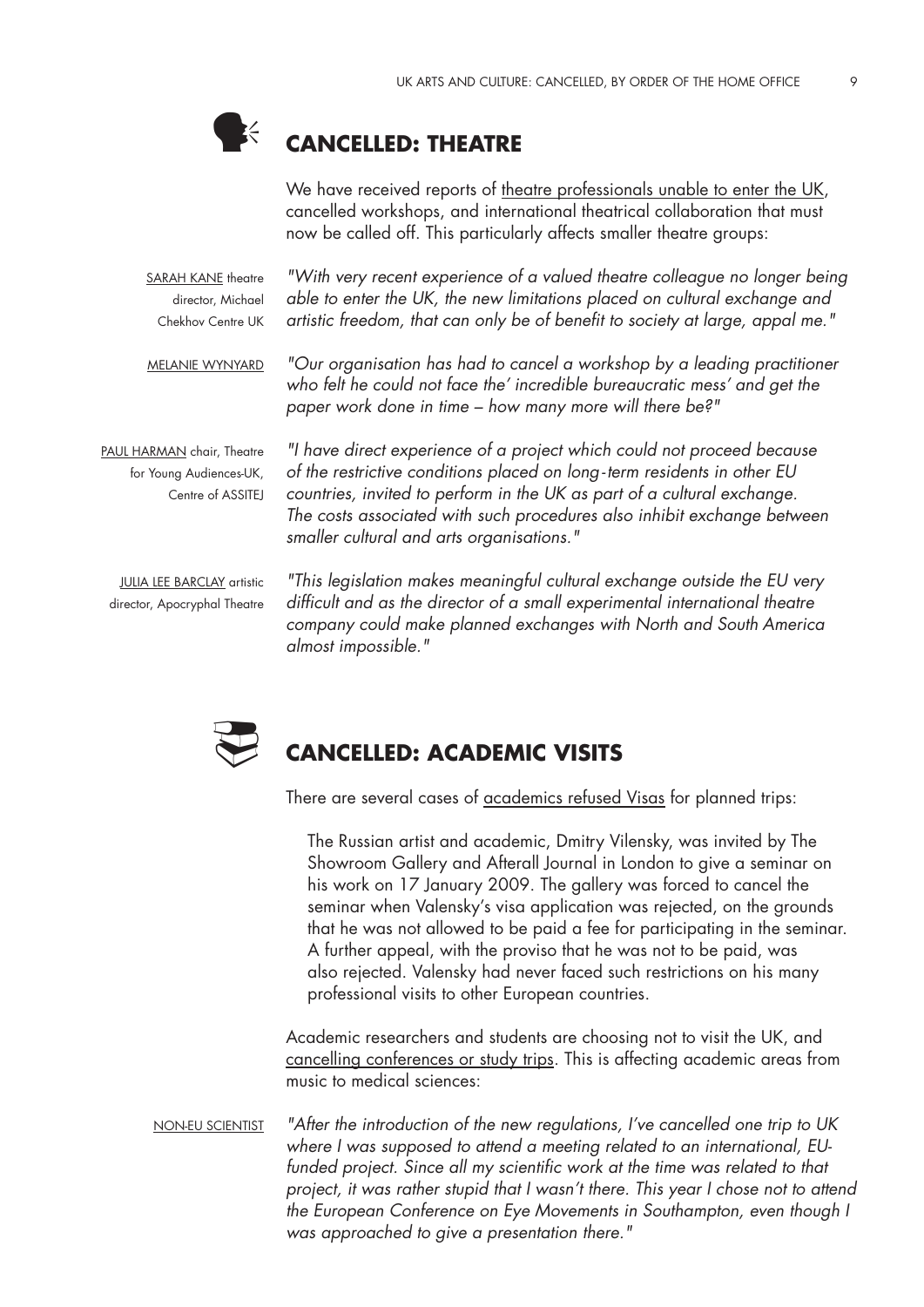## CANCELLED: THEATRE

We have received reports of theatre professionals unable to enter the UK, cancelled workshops, and international theatrical collaboration that must now be called off. This particularly affects smaller theatre groups:

SARAH KANE theatre director, Michael Chekhov Centre UK

*"With very recent experience of a valued theatre colleague no longer being able to enter the UK, the new limitations placed on cultural exchange and artistic freedom, that can only be of benefit to society at large, appal me."*

MELANIE WYNYARD

*"Our organisation has had to cancel a workshop by a leading practitioner who felt he could not face the' incredible bureaucratic mess' and get the paper work done in time – how many more will there be?"*

PAUL HARMAN chair, Theatre for Young Audiences-UK, Centre of ASSITEJ

*"I have direct experience of a project which could not proceed because of the restrictive conditions placed on long-term residents in other EU countries, invited to perform in the UK as part of a cultural exchange. The costs associated with such procedures also inhibit exchange between smaller cultural and arts organisations."*

JULIA LEE BARCLAY artistic director, Apocryphal Theatre

*"This legislation makes meaningful cultural exchange outside the EU very difficult and as the director of a small experimental international theatre company could make planned exchanges with North and South America almost impossible."*

## CANCELLED: ACADEMIC VISITS

There are several cases of academics refused Visas for planned trips:

The Russian artist and academic, Dmitry Vilensky, was invited by The Showroom Gallery and Afterall Journal in London to give a seminar on his work on 17 January 2009. The gallery was forced to cancel the seminar when Valensky's visa application was rejected, on the grounds that he was not allowed to be paid a fee for participating in the seminar. A further appeal, with the proviso that he was not to be paid, was also rejected. Valensky had never faced such restrictions on his many professional visits to other European countries.

Academic researchers and students are choosing not to visit the UK, and cancelling conferences or study trips. This is affecting academic areas from music to medical sciences:

NON-EU SCIENTIST

*"After the introduction of the new regulations, I've cancelled one trip to UK where I was supposed to attend a meeting related to an international, EU-funded project. Since all my scientific work at the time was related to that project, it was rather stupid that I wasn't there. This year I chose not to attend the European Conference on Eye Movements in Southampton, even though I was approached to give a presentation there."*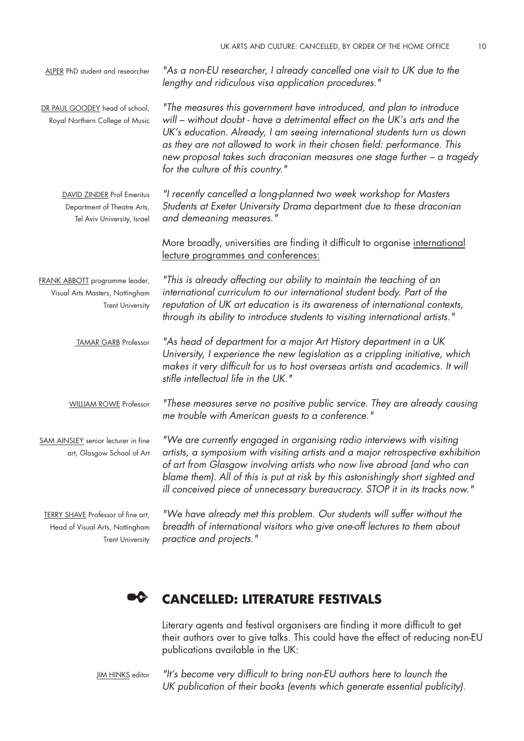ALPER PhD student and researcher

*"As a non-EU researcher, I already cancelled one visit to UK due to the lengthy and ridiculous visa application procedures."*

DR PAUL GOODEY head of school, Royal Northern College of Music

*"The measures this government have introduced, and plan to introduce will – without doubt - have a detrimental effect on the UK's arts and the UK's education. Already, I am seeing international students turn us down as they are not allowed to work in their chosen field: performance. This new proposal takes such draconian measures one stage further – a tragedy for the culture of this country."*

DAVID ZINDER Prof Emeritus Department of Theatre Arts, Tel Aviv University, Israel

*"I recently cancelled a long-planned two week workshop for Masters Students at Exeter University Drama* department *due to these draconian and demeaning measures."*

More broadly, universities are finding it difficult to organise international lecture programmes and conferences:

FRANK ABBOTT programme leader, Visual Arts Masters, Nottingham Trent University

*"This is already affecting our ability to maintain the teaching of an international curriculum to our international student body. Part of the reputation of UK art education is its awareness of international contexts, through its ability to introduce students to visiting international artists."*

TAMAR GARB Professor

*"As head of department for a major Art History department in a UK University, I experience the new legislation as a crippling initiative, which makes it very difficult for us to host overseas artists and academics. It will stifle intellectual life in the UK."*

WILLIAM ROWE Professor

*"These measures serve no positive public service. They are already causing me trouble with American guests to a conference."*

SAM AINSLEY senior lecturer in fine art, Glasgow School of Art

*"We are currently engaged in organising radio interviews with visiting artists, a symposium with visiting artists and a major retrospective exhibition of art from Glasgow involving artists who now live abroad (and who can blame them). All of this is put at risk by this astonishingly short sighted and ill conceived piece of unnecessary bureaucracy. STOP it in its tracks now."*

TERRY SHAVE Professor of fine art, Head of Visual Arts, Nottingham Trent University

*"We have already met this problem. Our students will suffer without the breadth of international visitors who give one-off lectures to them about practice and projects."*

## CANCELLED: LITERATURE FESTIVALS

Literary agents and festival organisers are finding it more difficult to get their authors over to give talks. This could have the effect of reducing non-EU publications available in the UK:

JIM HINKS editor

*"It's become very difficult to bring non-EU authors here to launch the UK publication of their books (events which generate essential publicity).*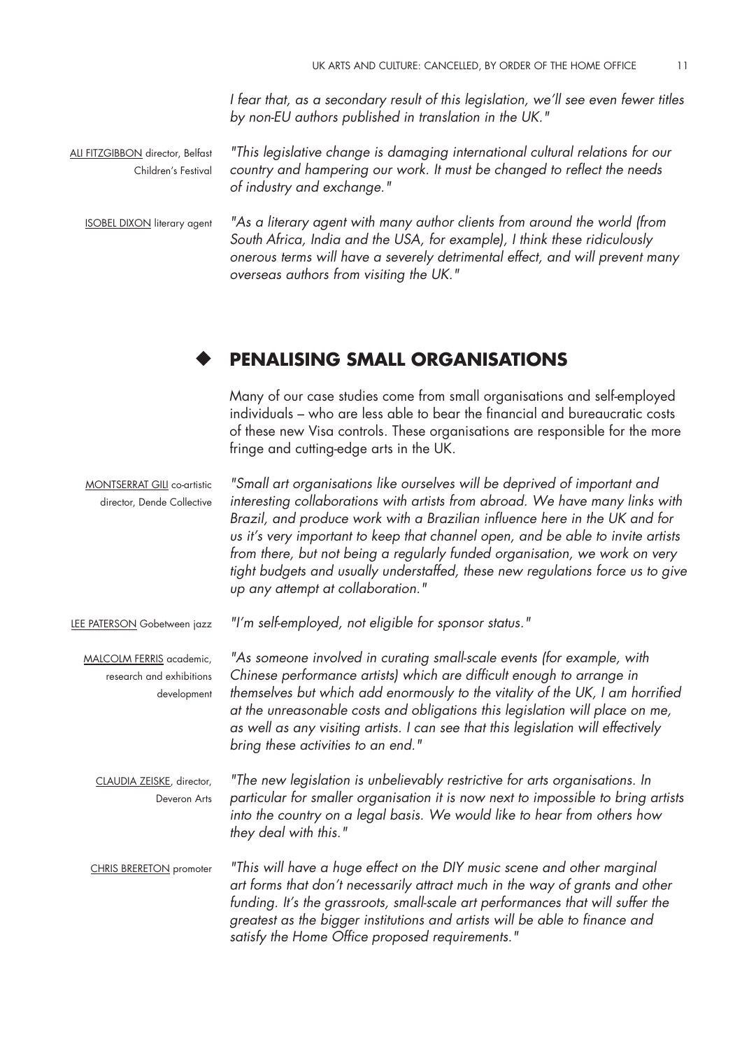*I fear that, as a secondary result of this legislation, we'll see even fewer titles by non-EU authors published in translation in the UK."*

ALI FITZGIBBON director, Belfast Children's Festival

*"This legislative change is damaging international cultural relations for our country and hampering our work. It must be changed to reflect the needs of industry and exchange."*

ISOBEL DIXON literary agent

*"As a literary agent with many author clients from around the world (from South Africa, India and the USA, for example), I think these ridiculously onerous terms will have a severely detrimental effect, and will prevent many overseas authors from visiting the UK."*

## ◆ PENALISING SMALL ORGANISATIONS

Many of our case studies come from small organisations and self-employed individuals – who are less able to bear the financial and bureaucratic costs of these new Visa controls. These organisations are responsible for the more fringe and cutting-edge arts in the UK.

MONTSERRAT GILI co-artistic director, Dende Collective

*"Small art organisations like ourselves will be deprived of important and interesting collaborations with artists from abroad. We have many links with Brazil, and produce work with a Brazilian influence here in the UK and for us it's very important to keep that channel open, and be able to invite artists from there, but not being a regularly funded organisation, we work on very tight budgets and usually understaffed, these new regulations force us to give up any attempt at collaboration."*

LEE PATERSON Gobetween jazz

*"I'm self-employed, not eligible for sponsor status."*

MALCOLM FERRIS academic, research and exhibitions development

*"As someone involved in curating small-scale events (for example, with Chinese performance artists) which are difficult enough to arrange in themselves but which add enormously to the vitality of the UK, I am horrified at the unreasonable costs and obligations this legislation will place on me, as well as any visiting artists. I can see that this legislation will effectively bring these activities to an end."*

CLAUDIA ZEISKE, director, Deveron Arts

*"The new legislation is unbelievably restrictive for arts organisations. In particular for smaller organisation it is now next to impossible to bring artists into the country on a legal basis. We would like to hear from others how they deal with this."*

CHRIS BRERETON promoter

*"This will have a huge effect on the DIY music scene and other marginal art forms that don't necessarily attract much in the way of grants and other funding. It's the grassroots, small-scale art performances that will suffer the greatest as the bigger institutions and artists will be able to finance and satisfy the Home Office proposed requirements."*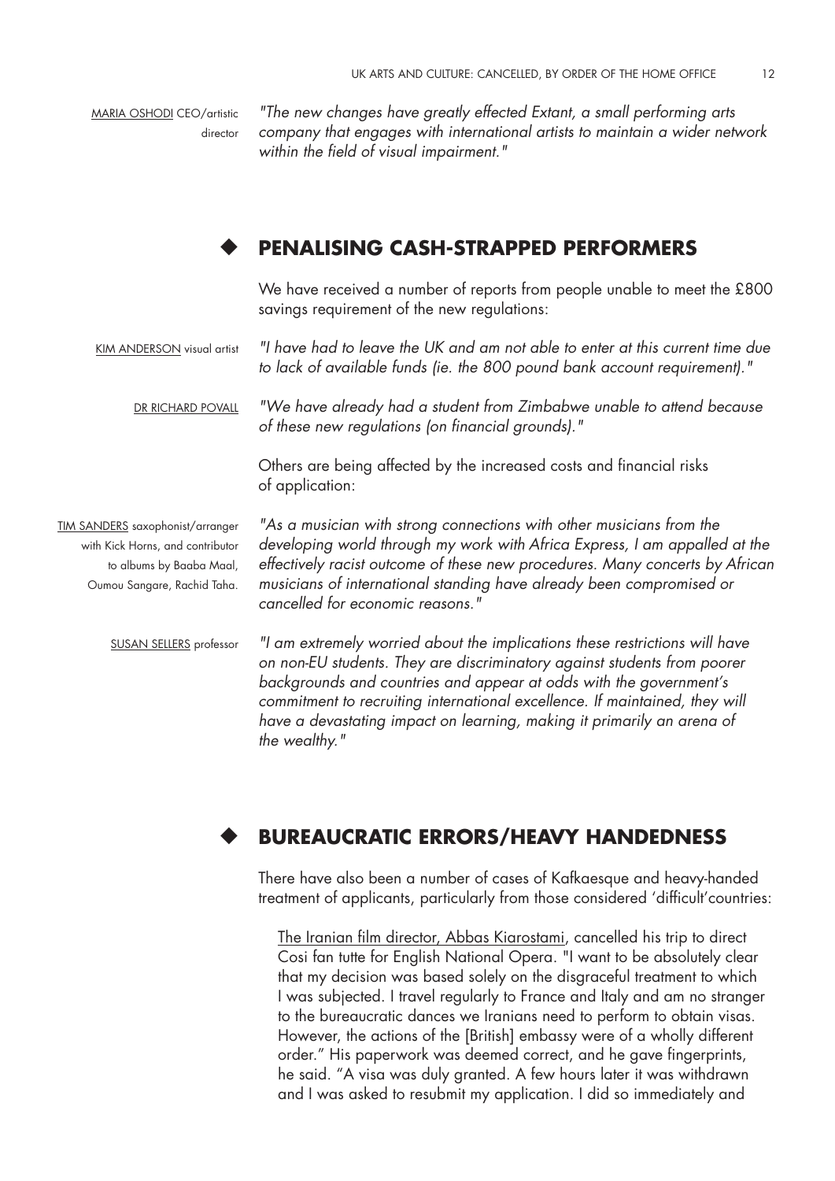MARIA OSHODI CEO/artistic director

*"The new changes have greatly effected Extant, a small performing arts company that engages with international artists to maintain a wider network within the field of visual impairment."*

## ◆ PENALISING CASH-STRAPPED PERFORMERS

We have received a number of reports from people unable to meet the £800 savings requirement of the new regulations:

KIM ANDERSON visual artist

*"I have had to leave the UK and am not able to enter at this current time due to lack of available funds (ie. the 800 pound bank account requirement)."*

DR RICHARD POVALL

*"We have already had a student from Zimbabwe unable to attend because of these new regulations (on financial grounds)."*

Others are being affected by the increased costs and financial risks of application:

TIM SANDERS saxophonist/arranger with Kick Horns, and contributor to albums by Baaba Maal, Oumou Sangare, Rachid Taha.

*"As a musician with strong connections with other musicians from the developing world through my work with Africa Express, I am appalled at the effectively racist outcome of these new procedures. Many concerts by African musicians of international standing have already been compromised or cancelled for economic reasons."*

SUSAN SELLERS professor

*"I am extremely worried about the implications these restrictions will have on non-EU students. They are discriminatory against students from poorer backgrounds and countries and appear at odds with the government's commitment to recruiting international excellence. If maintained, they will have a devastating impact on learning, making it primarily an arena of the wealthy."*

## ◆ BUREAUCRATIC ERRORS/HEAVY HANDEDNESS

There have also been a number of cases of Kafkaesque and heavy-handed treatment of applicants, particularly from those considered 'difficult'countries:

The Iranian film director, Abbas Kiarostami, cancelled his trip to direct Cosi fan tutte for English National Opera. "I want to be absolutely clear that my decision was based solely on the disgraceful treatment to which I was subjected. I travel regularly to France and Italy and am no stranger to the bureaucratic dances we Iranians need to perform to obtain visas. However, the actions of the [British] embassy were of a wholly different order." His paperwork was deemed correct, and he gave fingerprints, he said. "A visa was duly granted. A few hours later it was withdrawn and I was asked to resubmit my application. I did so immediately and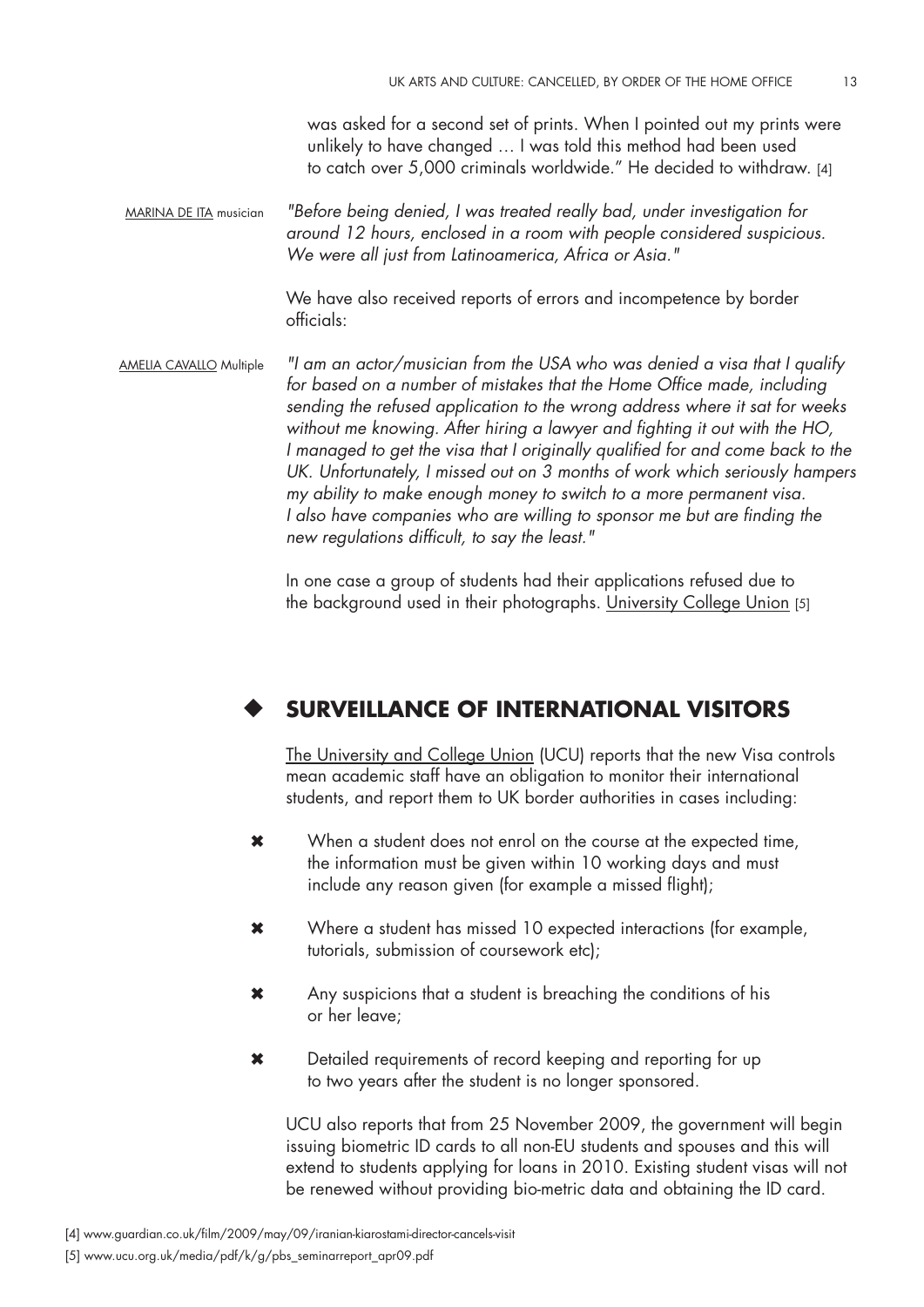was asked for a second set of prints. When I pointed out my prints were unlikely to have changed … I was told this method had been used to catch over 5,000 criminals worldwide." He decided to withdraw. [4]

MARINA DE ITA musician

*"Before being denied, I was treated really bad, under investigation for around 12 hours, enclosed in a room with people considered suspicious. We were all just from Latinoamerica, Africa or Asia."*

We have also received reports of errors and incompetence by border officials:

AMELIA CAVALLO Multiple

*"I am an actor/musician from the USA who was denied a visa that I qualify for based on a number of mistakes that the Home Office made, including sending the refused application to the wrong address where it sat for weeks without me knowing. After hiring a lawyer and fighting it out with the HO, I managed to get the visa that I originally qualified for and come back to the UK. Unfortunately, I missed out on 3 months of work which seriously hampers my ability to make enough money to switch to a more permanent visa. I also have companies who are willing to sponsor me but are finding the new regulations difficult, to say the least."*

In one case a group of students had their applications refused due to the background used in their photographs. University College Union [5]

## SURVEILLANCE OF INTERNATIONAL VISITORS

The University and College Union (UCU) reports that the new Visa controls mean academic staff have an obligation to monitor their international students, and report them to UK border authorities in cases including:

- When a student does not enrol on the course at the expected time, the information must be given within 10 working days and must include any reason given (for example a missed flight);
- Where a student has missed 10 expected interactions (for example, tutorials, submission of coursework etc);
- Any suspicions that a student is breaching the conditions of his or her leave;
- Detailed requirements of record keeping and reporting for up to two years after the student is no longer sponsored.

UCU also reports that from 25 November 2009, the government will begin issuing biometric ID cards to all non-EU students and spouses and this will extend to students applying for loans in 2010. Existing student visas will not be renewed without providing bio-metric data and obtaining the ID card.

[4] www.guardian.co.uk/film/2009/may/09/iranian-kiarostami-director-cancels-visit

[5] www.ucu.org.uk/media/pdf/k/g/pbs_seminarreport_apr09.pdf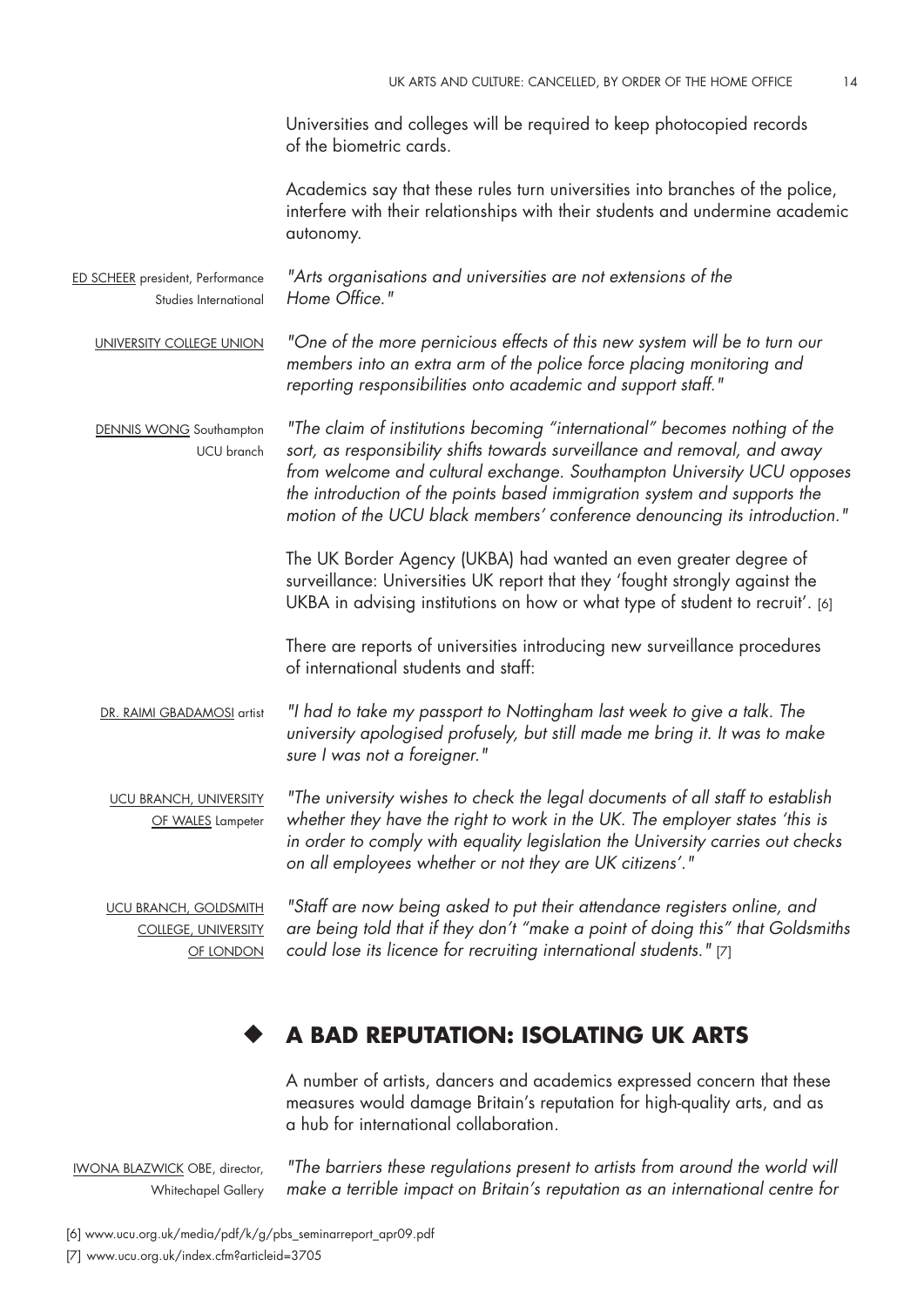Universities and colleges will be required to keep photocopied records of the biometric cards.

Academics say that these rules turn universities into branches of the police, interfere with their relationships with their students and undermine academic autonomy.

ED SCHEER president, Performance Studies International

*"Arts organisations and universities are not extensions of the Home Office."*

UNIVERSITY COLLEGE UNION

*"One of the more pernicious effects of this new system will be to turn our members into an extra arm of the police force placing monitoring and reporting responsibilities onto academic and support staff."*

DENNIS WONG Southampton UCU branch

*"The claim of institutions becoming "international" becomes nothing of the sort, as responsibility shifts towards surveillance and removal, and away from welcome and cultural exchange. Southampton University UCU opposes the introduction of the points based immigration system and supports the motion of the UCU black members' conference denouncing its introduction."*

The UK Border Agency (UKBA) had wanted an even greater degree of surveillance: Universities UK report that they 'fought strongly against the UKBA in advising institutions on how or what type of student to recruit'. [6]

There are reports of universities introducing new surveillance procedures of international students and staff:

DR. RAIMI GBADAMOSI artist

*"I had to take my passport to Nottingham last week to give a talk. The university apologised profusely, but still made me bring it. It was to make sure I was not a foreigner."*

UCU BRANCH, UNIVERSITY OF WALES Lampeter

*"The university wishes to check the legal documents of all staff to establish whether they have the right to work in the UK. The employer states 'this is in order to comply with equality legislation the University carries out checks on all employees whether or not they are UK citizens'."*

UCU BRANCH, GOLDSMITH COLLEGE, UNIVERSITY OF LONDON

*"Staff are now being asked to put their attendance registers online, and are being told that if they don't "make a point of doing this" that Goldsmiths could lose its licence for recruiting international students."* [7]

## ◆ A BAD REPUTATION: ISOLATING UK ARTS

A number of artists, dancers and academics expressed concern that these measures would damage Britain's reputation for high-quality arts, and as a hub for international collaboration.

IWONA BLAZWICK OBE, director, Whitechapel Gallery

*"The barriers these regulations present to artists from around the world will make a terrible impact on Britain's reputation as an international centre for*

[6] www.ucu.org.uk/media/pdf/k/g/pbs_seminarreport_apr09.pdf

[7] www.ucu.org.uk/index.cfm?articleid=3705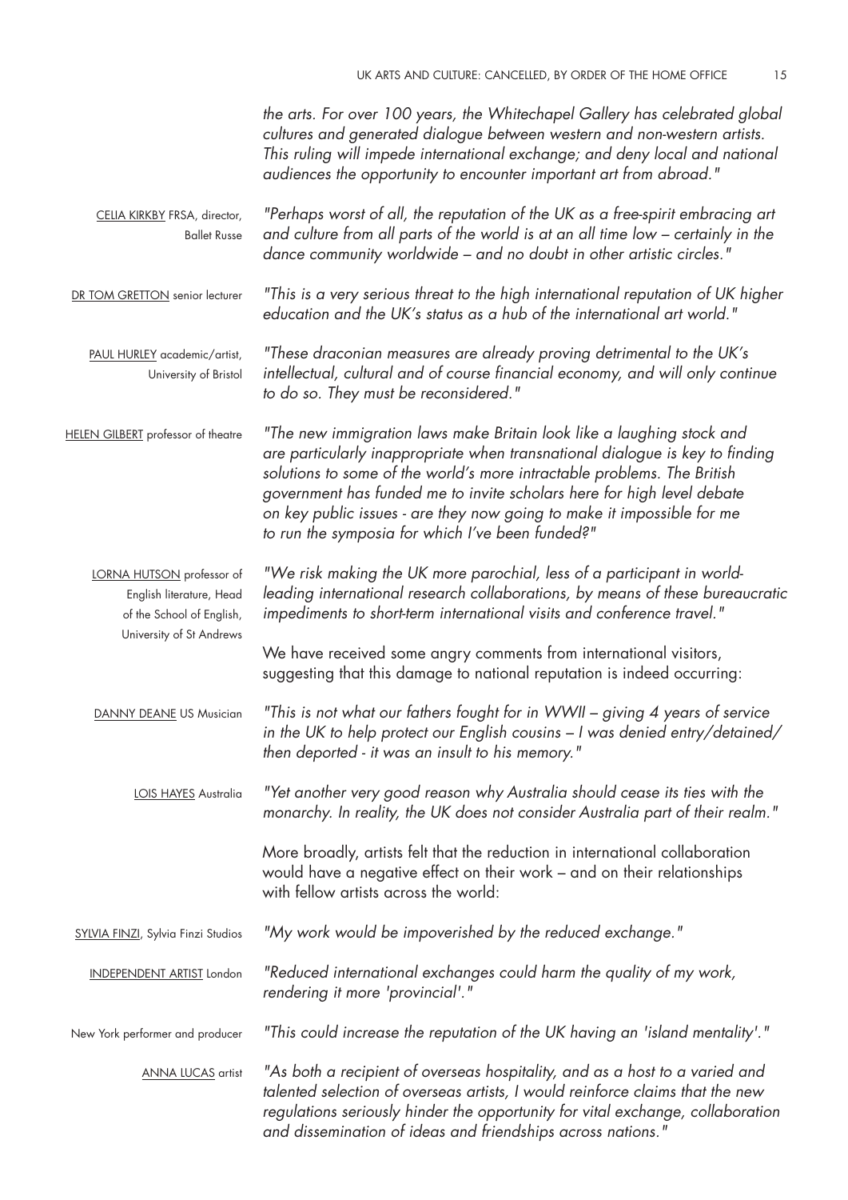*the arts. For over 100 years, the Whitechapel Gallery has celebrated global cultures and generated dialogue between western and non-western artists. This ruling will impede international exchange; and deny local and national audiences the opportunity to encounter important art from abroad."*

CELIA KIRKBY FRSA, director, Ballet Russe

*"Perhaps worst of all, the reputation of the UK as a free-spirit embracing art and culture from all parts of the world is at an all time low – certainly in the dance community worldwide – and no doubt in other artistic circles."*

DR TOM GRETTON senior lecturer

*"This is a very serious threat to the high international reputation of UK higher education and the UK's status as a hub of the international art world."*

PAUL HURLEY academic/artist, University of Bristol

*"These draconian measures are already proving detrimental to the UK's intellectual, cultural and of course financial economy, and will only continue to do so. They must be reconsidered."*

HELEN GILBERT professor of theatre

*"The new immigration laws make Britain look like a laughing stock and are particularly inappropriate when transnational dialogue is key to finding solutions to some of the world's more intractable problems. The British government has funded me to invite scholars here for high level debate on key public issues - are they now going to make it impossible for me to run the symposia for which I've been funded?"*

LORNA HUTSON professor of English literature, Head of the School of English, University of St Andrews

*"We risk making the UK more parochial, less of a participant in world-leading international research collaborations, by means of these bureaucratic impediments to short-term international visits and conference travel."*

We have received some angry comments from international visitors, suggesting that this damage to national reputation is indeed occurring:

DANNY DEANE US Musician

*"This is not what our fathers fought for in WWII – giving 4 years of service in the UK to help protect our English cousins – I was denied entry/detained/ then deported - it was an insult to his memory."*

LOIS HAYES Australia

*"Yet another very good reason why Australia should cease its ties with the monarchy. In reality, the UK does not consider Australia part of their realm."*

More broadly, artists felt that the reduction in international collaboration would have a negative effect on their work – and on their relationships with fellow artists across the world:

SYLVIA FINZI, Sylvia Finzi Studios

*"My work would be impoverished by the reduced exchange."*

INDEPENDENT ARTIST London

*"Reduced international exchanges could harm the quality of my work, rendering it more 'provincial'."*

New York performer and producer

*"This could increase the reputation of the UK having an 'island mentality'."*

ANNA LUCAS artist

*"As both a recipient of overseas hospitality, and as a host to a varied and talented selection of overseas artists, I would reinforce claims that the new regulations seriously hinder the opportunity for vital exchange, collaboration and dissemination of ideas and friendships across nations."*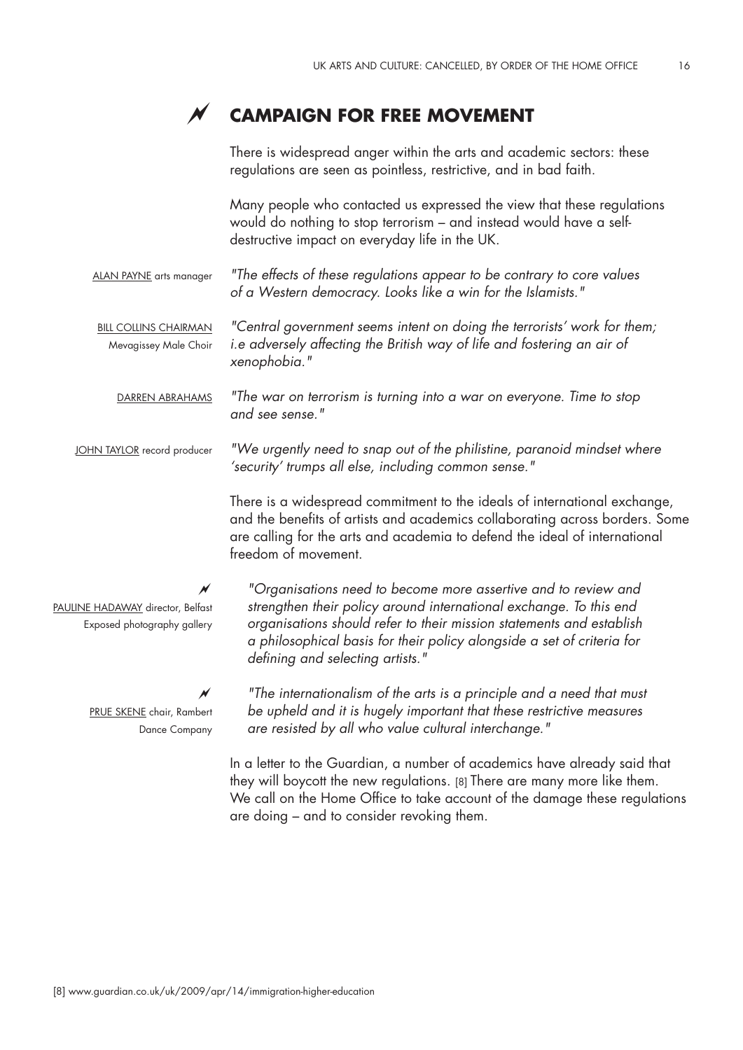## CAMPAIGN FOR FREE MOVEMENT

There is widespread anger within the arts and academic sectors: these regulations are seen as pointless, restrictive, and in bad faith.

Many people who contacted us expressed the view that these regulations would do nothing to stop terrorism – and instead would have a self-destructive impact on everyday life in the UK.

ALAN PAYNE arts manager

*"The effects of these regulations appear to be contrary to core values of a Western democracy. Looks like a win for the Islamists."*

BILL COLLINS CHAIRMAN Mevagissey Male Choir

*"Central government seems intent on doing the terrorists' work for them; i.e adversely affecting the British way of life and fostering an air of xenophobia."*

DARREN ABRAHAMS

*"The war on terrorism is turning into a war on everyone. Time to stop and see sense."*

JOHN TAYLOR record producer

*"We urgently need to snap out of the philistine, paranoid mindset where 'security' trumps all else, including common sense."*

There is a widespread commitment to the ideals of international exchange, and the benefits of artists and academics collaborating across borders. Some are calling for the arts and academia to defend the ideal of international freedom of movement.

PAULINE HADAWAY director, Belfast Exposed photography gallery

*"Organisations need to become more assertive and to review and strengthen their policy around international exchange. To this end organisations should refer to their mission statements and establish a philosophical basis for their policy alongside a set of criteria for defining and selecting artists."*

PRUE SKENE chair, Rambert Dance Company

*"The internationalism of the arts is a principle and a need that must be upheld and it is hugely important that these restrictive measures are resisted by all who value cultural interchange."*

In a letter to the Guardian, a number of academics have already said that they will boycott the new regulations. [8] There are many more like them. We call on the Home Office to take account of the damage these regulations are doing – and to consider revoking them.

[8] www.guardian.co.uk/uk/2009/apr/14/immigration-higher-education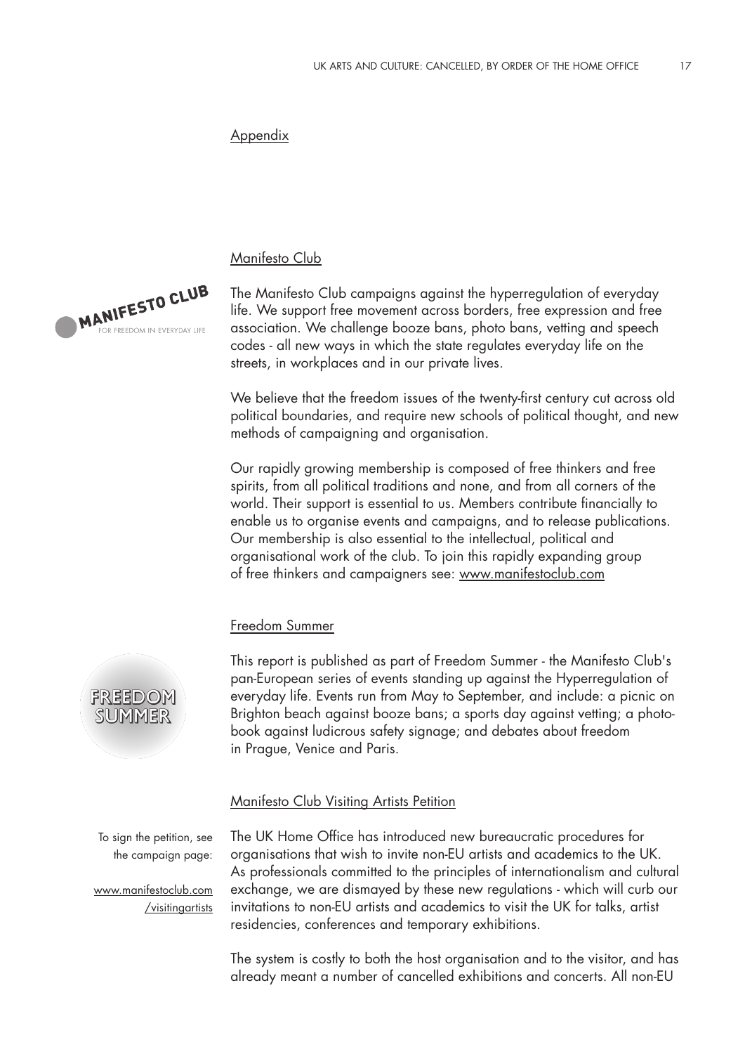## Appendix

### Manifesto Club

The Manifesto Club campaigns against the hyperregulation of everyday life. We support free movement across borders, free expression and free association. We challenge booze bans, photo bans, vetting and speech codes - all new ways in which the state regulates everyday life on the streets, in workplaces and in our private lives.

We believe that the freedom issues of the twenty-first century cut across old political boundaries, and require new schools of political thought, and new methods of campaigning and organisation.

Our rapidly growing membership is composed of free thinkers and free spirits, from all political traditions and none, and from all corners of the world. Their support is essential to us. Members contribute financially to enable us to organise events and campaigns, and to release publications. Our membership is also essential to the intellectual, political and organisational work of the club. To join this rapidly expanding group of free thinkers and campaigners see: www.manifestoclub.com

### Freedom Summer

This report is published as part of Freedom Summer - the Manifesto Club's pan-European series of events standing up against the Hyperregulation of everyday life. Events run from May to September, and include: a picnic on Brighton beach against booze bans; a sports day against vetting; a photo-book against ludicrous safety signage; and debates about freedom in Prague, Venice and Paris.

### Manifesto Club Visiting Artists Petition

To sign the petition, see the campaign page: www.manifestoclub.com/visitingartists

The UK Home Office has introduced new bureaucratic procedures for organisations that wish to invite non-EU artists and academics to the UK. As professionals committed to the principles of internationalism and cultural exchange, we are dismayed by these new regulations - which will curb our invitations to non-EU artists and academics to visit the UK for talks, artist residencies, conferences and temporary exhibitions.

The system is costly to both the host organisation and to the visitor, and has already meant a number of cancelled exhibitions and concerts. All non-EU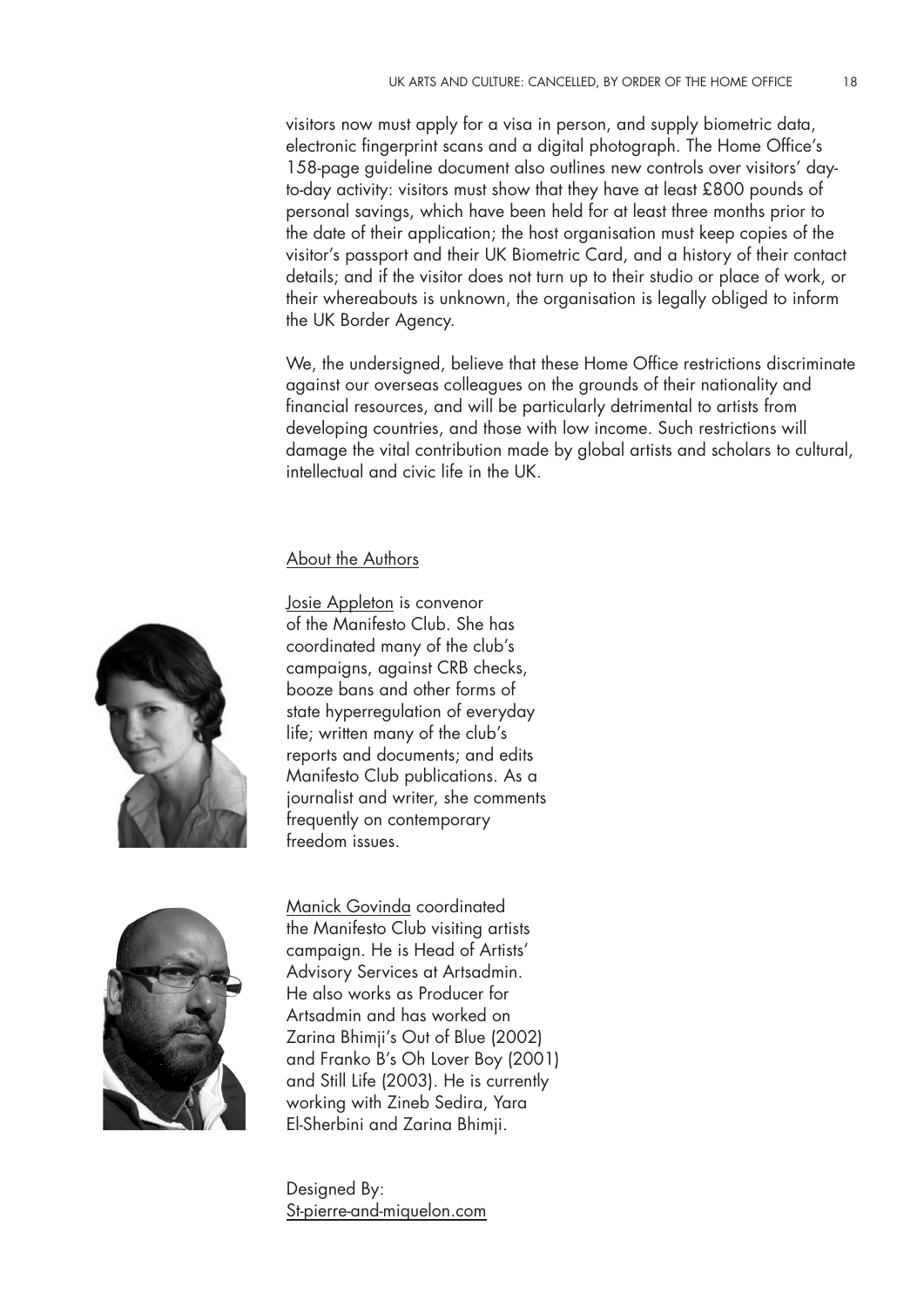visitors now must apply for a visa in person, and supply biometric data, electronic fingerprint scans and a digital photograph. The Home Office's 158-page guideline document also outlines new controls over visitors' day-to-day activity: visitors must show that they have at least £800 pounds of personal savings, which have been held for at least three months prior to the date of their application; the host organisation must keep copies of the visitor's passport and their UK Biometric Card, and a history of their contact details; and if the visitor does not turn up to their studio or place of work, or their whereabouts is unknown, the organisation is legally obliged to inform the UK Border Agency.

We, the undersigned, believe that these Home Office restrictions discriminate against our overseas colleagues on the grounds of their nationality and financial resources, and will be particularly detrimental to artists from developing countries, and those with low income. Such restrictions will damage the vital contribution made by global artists and scholars to cultural, intellectual and civic life in the UK.

## About the Authors

Josie Appleton is convenor of the Manifesto Club. She has coordinated many of the club's campaigns, against CRB checks, booze bans and other forms of state hyperregulation of everyday life; written many of the club's reports and documents; and edits Manifesto Club publications. As a journalist and writer, she comments frequently on contemporary freedom issues.

Manick Govinda coordinated the Manifesto Club visiting artists campaign. He is Head of Artists' Advisory Services at Artsadmin. He also works as Producer for Artsadmin and has worked on Zarina Bhimji's Out of Blue (2002) and Franko B's Oh Lover Boy (2001) and Still Life (2003). He is currently working with Zineb Sedira, Yara El-Sherbini and Zarina Bhimji.

Designed By:
St-pierre-and-miquelon.com